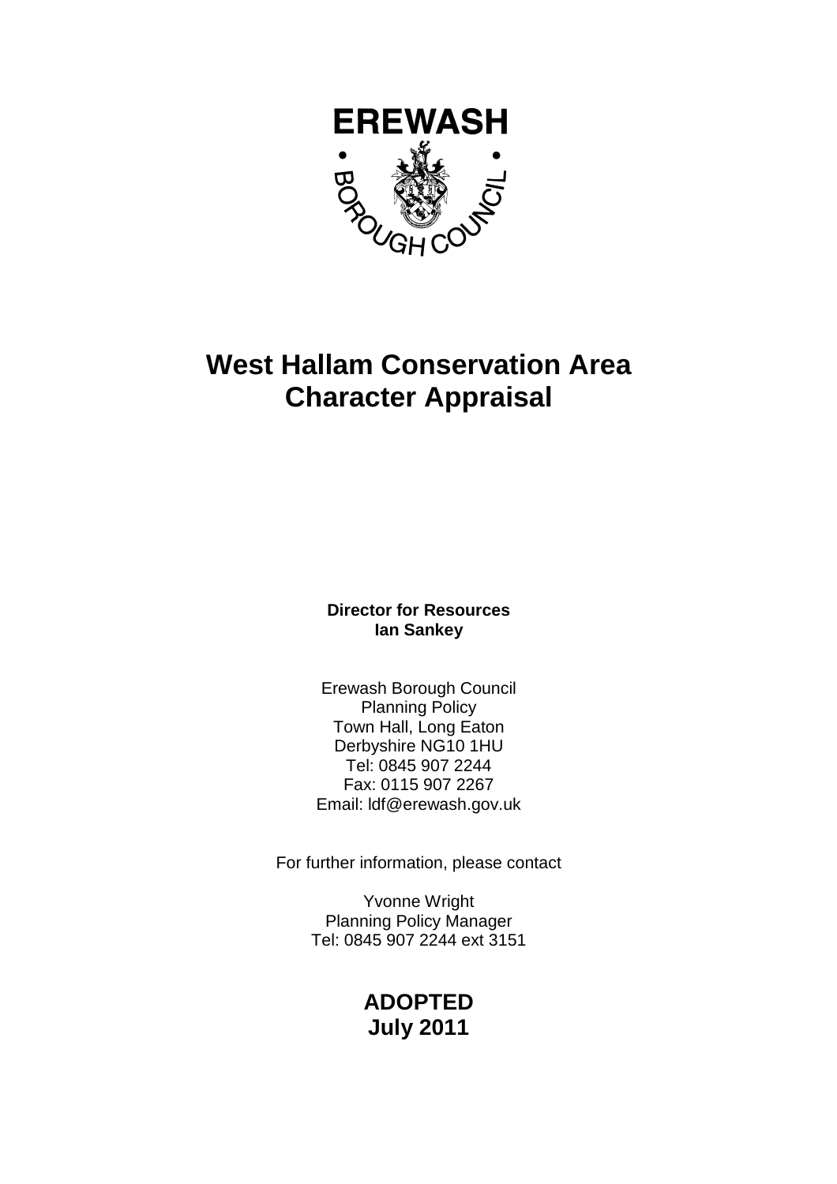EREWASH

BOROUGH COUNCIL

# West Hallam Conservation Area Character Appraisal

**Director for Resources**
**Ian Sankey**

Erewash Borough Council
Planning Policy
Town Hall, Long Eaton
Derbyshire NG10 1HU
Tel: 0845 907 2244
Fax: 0115 907 2267
Email: ldf@erewash.gov.uk

For further information, please contact

Yvonne Wright
Planning Policy Manager
Tel: 0845 907 2244 ext 3151

**ADOPTED**
**July 2011**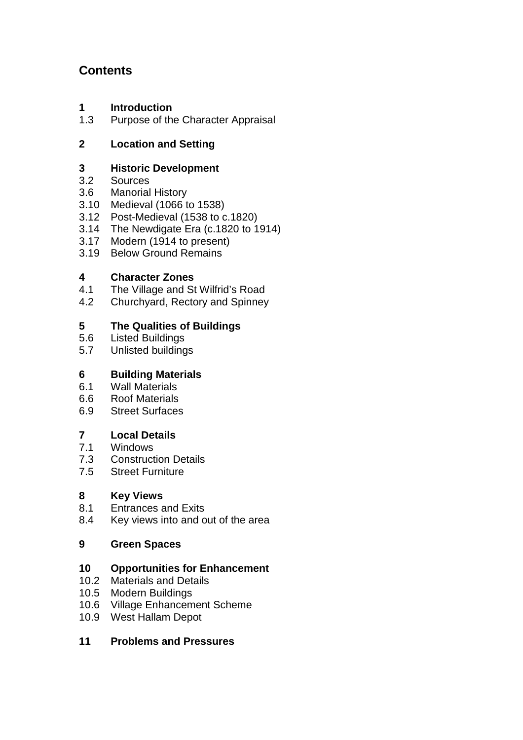## Contents

**1 Introduction**
1.3 Purpose of the Character Appraisal

**2 Location and Setting**

**3 Historic Development**
3.2 Sources
3.6 Manorial History
3.10 Medieval (1066 to 1538)
3.12 Post-Medieval (1538 to c.1820)
3.14 The Newdigate Era (c.1820 to 1914)
3.17 Modern (1914 to present)
3.19 Below Ground Remains

**4 Character Zones**
4.1 The Village and St Wilfrid's Road
4.2 Churchyard, Rectory and Spinney

**5 The Qualities of Buildings**
5.6 Listed Buildings
5.7 Unlisted buildings

**6 Building Materials**
6.1 Wall Materials
6.6 Roof Materials
6.9 Street Surfaces

**7 Local Details**
7.1 Windows
7.3 Construction Details
7.5 Street Furniture

**8 Key Views**
8.1 Entrances and Exits
8.4 Key views into and out of the area

**9 Green Spaces**

**10 Opportunities for Enhancement**
10.2 Materials and Details
10.5 Modern Buildings
10.6 Village Enhancement Scheme
10.9 West Hallam Depot

**11 Problems and Pressures**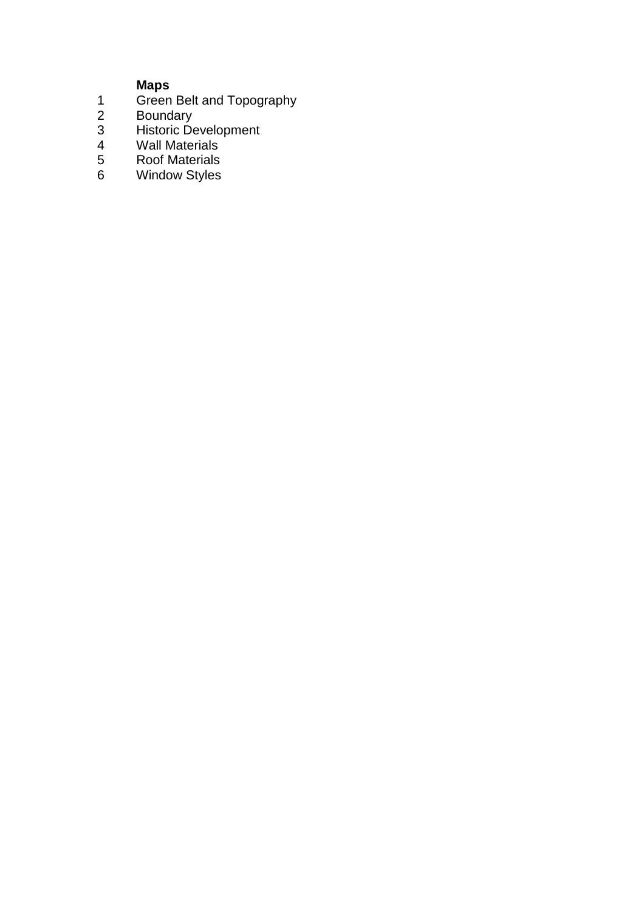**Maps**

1. Green Belt and Topography
2. Boundary
3. Historic Development
4. Wall Materials
5. Roof Materials
6. Window Styles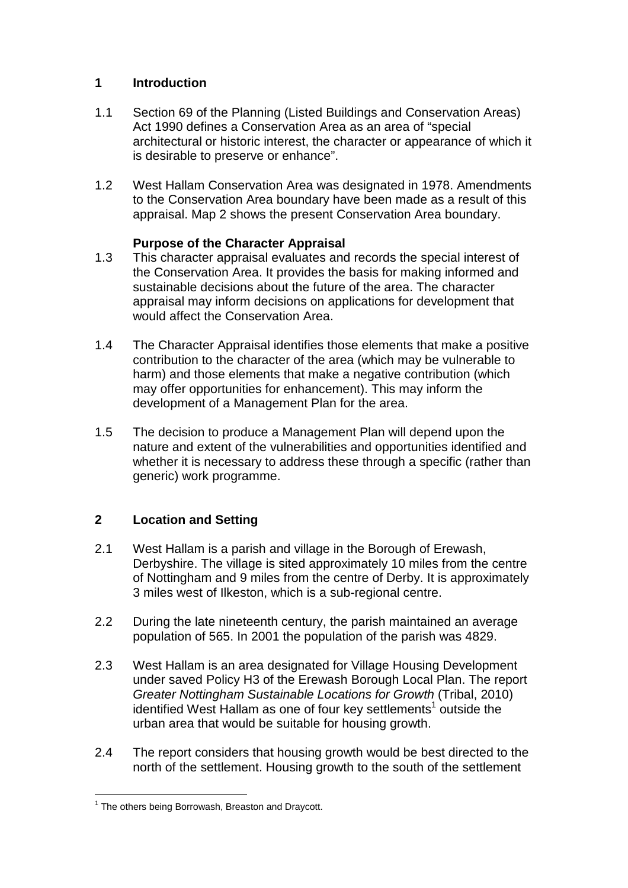## 1 Introduction

1.1 Section 69 of the Planning (Listed Buildings and Conservation Areas) Act 1990 defines a Conservation Area as an area of "special architectural or historic interest, the character or appearance of which it is desirable to preserve or enhance".

1.2 West Hallam Conservation Area was designated in 1978. Amendments to the Conservation Area boundary have been made as a result of this appraisal. Map 2 shows the present Conservation Area boundary.

### Purpose of the Character Appraisal

1.3 This character appraisal evaluates and records the special interest of the Conservation Area. It provides the basis for making informed and sustainable decisions about the future of the area. The character appraisal may inform decisions on applications for development that would affect the Conservation Area.

1.4 The Character Appraisal identifies those elements that make a positive contribution to the character of the area (which may be vulnerable to harm) and those elements that make a negative contribution (which may offer opportunities for enhancement). This may inform the development of a Management Plan for the area.

1.5 The decision to produce a Management Plan will depend upon the nature and extent of the vulnerabilities and opportunities identified and whether it is necessary to address these through a specific (rather than generic) work programme.

## 2 Location and Setting

2.1 West Hallam is a parish and village in the Borough of Erewash, Derbyshire. The village is sited approximately 10 miles from the centre of Nottingham and 9 miles from the centre of Derby. It is approximately 3 miles west of Ilkeston, which is a sub-regional centre.

2.2 During the late nineteenth century, the parish maintained an average population of 565. In 2001 the population of the parish was 4829.

2.3 West Hallam is an area designated for Village Housing Development under saved Policy H3 of the Erewash Borough Local Plan. The report *Greater Nottingham Sustainable Locations for Growth* (Tribal, 2010) identified West Hallam as one of four key settlements[1] outside the urban area that would be suitable for housing growth.

2.4 The report considers that housing growth would be best directed to the north of the settlement. Housing growth to the south of the settlement

[1] The others being Borrowash, Breaston and Draycott.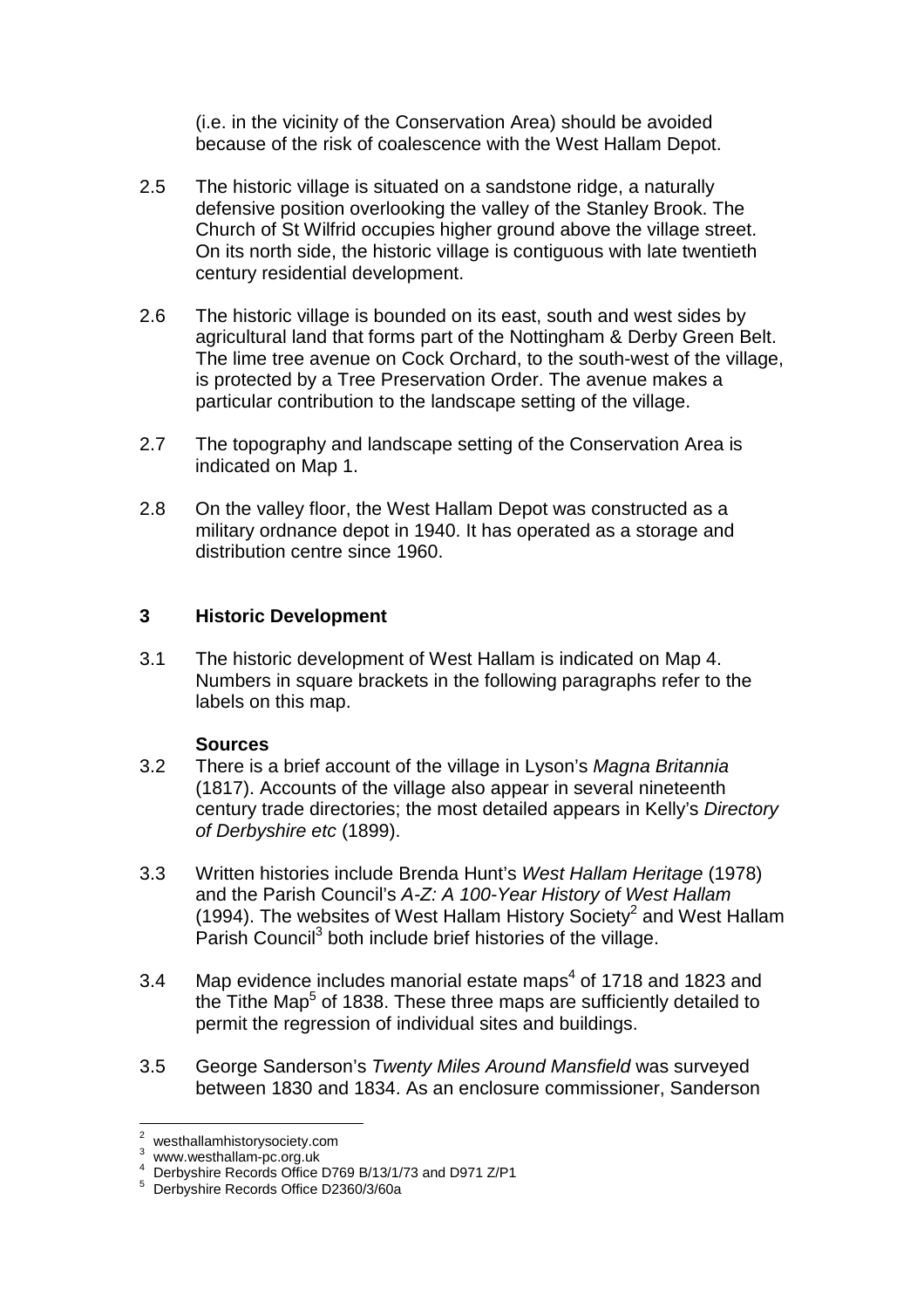(i.e. in the vicinity of the Conservation Area) should be avoided because of the risk of coalescence with the West Hallam Depot.

2.5 The historic village is situated on a sandstone ridge, a naturally defensive position overlooking the valley of the Stanley Brook. The Church of St Wilfrid occupies higher ground above the village street. On its north side, the historic village is contiguous with late twentieth century residential development.

2.6 The historic village is bounded on its east, south and west sides by agricultural land that forms part of the Nottingham & Derby Green Belt. The lime tree avenue on Cock Orchard, to the south-west of the village, is protected by a Tree Preservation Order. The avenue makes a particular contribution to the landscape setting of the village.

2.7 The topography and landscape setting of the Conservation Area is indicated on Map 1.

2.8 On the valley floor, the West Hallam Depot was constructed as a military ordnance depot in 1940. It has operated as a storage and distribution centre since 1960.

## 3 Historic Development

3.1 The historic development of West Hallam is indicated on Map 4. Numbers in square brackets in the following paragraphs refer to the labels on this map.

### Sources

3.2 There is a brief account of the village in Lyson's *Magna Britannia* (1817). Accounts of the village also appear in several nineteenth century trade directories; the most detailed appears in Kelly's *Directory of Derbyshire etc* (1899).

3.3 Written histories include Brenda Hunt's *West Hallam Heritage* (1978) and the Parish Council's *A-Z: A 100-Year History of West Hallam* (1994). The websites of West Hallam History Society[2] and West Hallam Parish Council[3] both include brief histories of the village.

3.4 Map evidence includes manorial estate maps[4] of 1718 and 1823 and the Tithe Map[5] of 1838. These three maps are sufficiently detailed to permit the regression of individual sites and buildings.

3.5 George Sanderson's *Twenty Miles Around Mansfield* was surveyed between 1830 and 1834. As an enclosure commissioner, Sanderson

---

[2] westhallamhistorysociety.com
[3] www.westhallam-pc.org.uk
[4] Derbyshire Records Office D769 B/13/1/73 and D971 Z/P1
[5] Derbyshire Records Office D2360/3/60a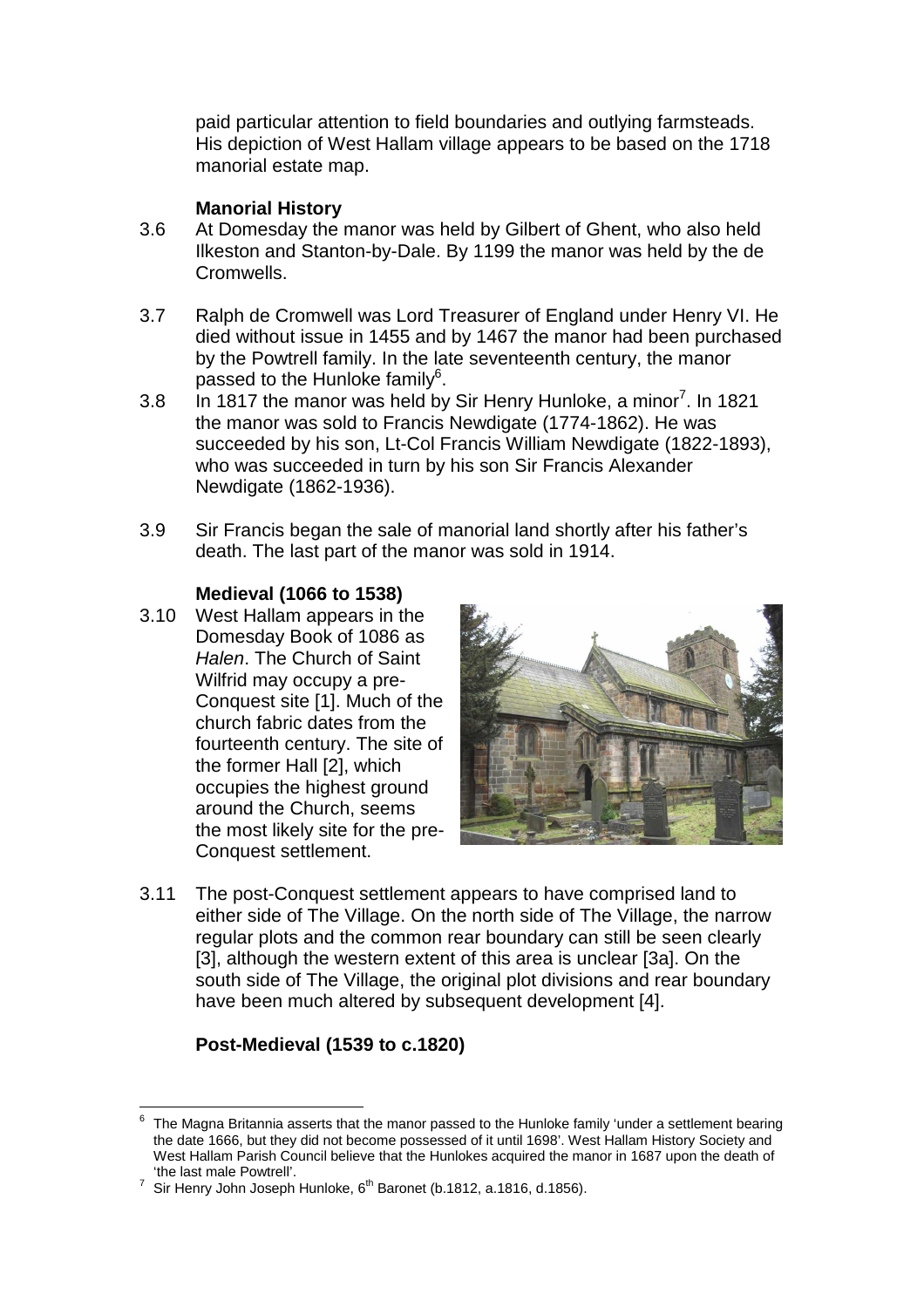paid particular attention to field boundaries and outlying farmsteads. His depiction of West Hallam village appears to be based on the 1718 manorial estate map.

### Manorial History

3.6 At Domesday the manor was held by Gilbert of Ghent, who also held Ilkeston and Stanton-by-Dale. By 1199 the manor was held by the de Cromwells.

3.7 Ralph de Cromwell was Lord Treasurer of England under Henry VI. He died without issue in 1455 and by 1467 the manor had been purchased by the Powtrell family. In the late seventeenth century, the manor passed to the Hunloke family[6].

3.8 In 1817 the manor was held by Sir Henry Hunloke, a minor[7]. In 1821 the manor was sold to Francis Newdigate (1774-1862). He was succeeded by his son, Lt-Col Francis William Newdigate (1822-1893), who was succeeded in turn by his son Sir Francis Alexander Newdigate (1862-1936).

3.9 Sir Francis began the sale of manorial land shortly after his father's death. The last part of the manor was sold in 1914.

### Medieval (1066 to 1538)

3.10 West Hallam appears in the Domesday Book of 1086 as *Halen*. The Church of Saint Wilfrid may occupy a pre-Conquest site [1]. Much of the church fabric dates from the fourteenth century. The site of the former Hall [2], which occupies the highest ground around the Church, seems the most likely site for the pre-Conquest settlement.

3.11 The post-Conquest settlement appears to have comprised land to either side of The Village. On the north side of The Village, the narrow regular plots and the common rear boundary can still be seen clearly [3], although the western extent of this area is unclear [3a]. On the south side of The Village, the original plot divisions and rear boundary have been much altered by subsequent development [4].

### Post-Medieval (1539 to c.1820)

---

[6] The Magna Britannia asserts that the manor passed to the Hunloke family 'under a settlement bearing the date 1666, but they did not become possessed of it until 1698'. West Hallam History Society and West Hallam Parish Council believe that the Hunlokes acquired the manor in 1687 upon the death of 'the last male Powtrell'.

[7] Sir Henry John Joseph Hunloke, 6th Baronet (b.1812, a.1816, d.1856).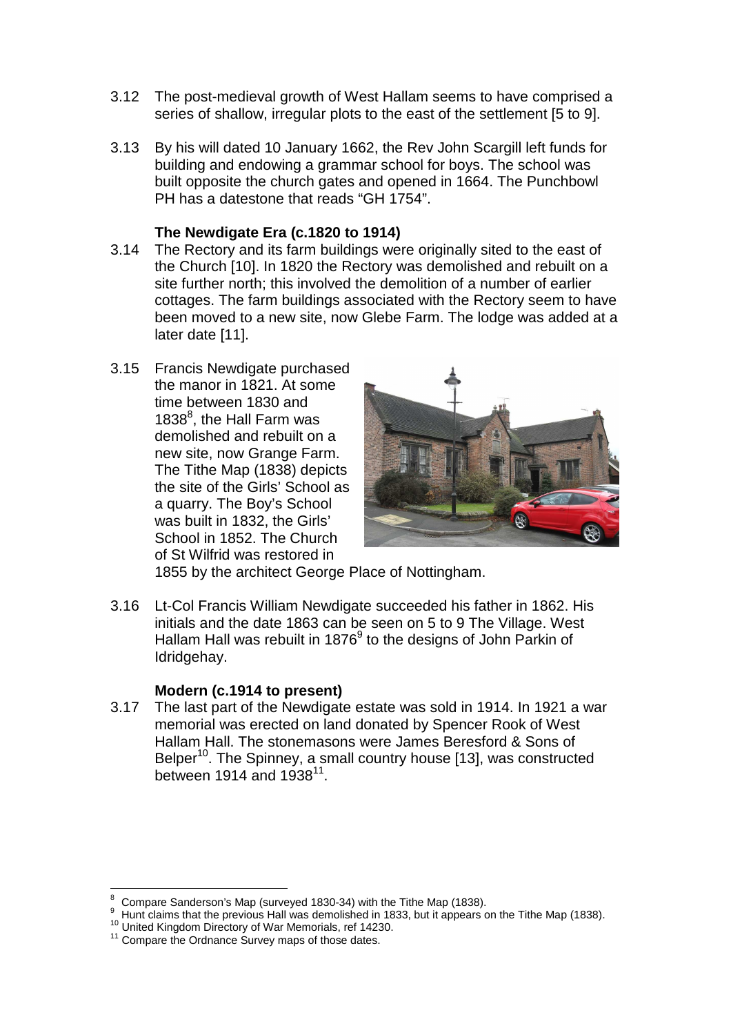3.12 The post-medieval growth of West Hallam seems to have comprised a series of shallow, irregular plots to the east of the settlement [5 to 9].

3.13 By his will dated 10 January 1662, the Rev John Scargill left funds for building and endowing a grammar school for boys. The school was built opposite the church gates and opened in 1664. The Punchbowl PH has a datestone that reads "GH 1754".

### The Newdigate Era (c.1820 to 1914)

3.14 The Rectory and its farm buildings were originally sited to the east of the Church [10]. In 1820 the Rectory was demolished and rebuilt on a site further north; this involved the demolition of a number of earlier cottages. The farm buildings associated with the Rectory seem to have been moved to a new site, now Glebe Farm. The lodge was added at a later date [11].

3.15 Francis Newdigate purchased the manor in 1821. At some time between 1830 and 1838[8], the Hall Farm was demolished and rebuilt on a new site, now Grange Farm. The Tithe Map (1838) depicts the site of the Girls' School as a quarry. The Boy's School was built in 1832, the Girls' School in 1852. The Church of St Wilfrid was restored in 1855 by the architect George Place of Nottingham.

3.16 Lt-Col Francis William Newdigate succeeded his father in 1862. His initials and the date 1863 can be seen on 5 to 9 The Village. West Hallam Hall was rebuilt in 1876[9] to the designs of John Parkin of Idridgehay.

### Modern (c.1914 to present)

3.17 The last part of the Newdigate estate was sold in 1914. In 1921 a war memorial was erected on land donated by Spencer Rook of West Hallam Hall. The stonemasons were James Beresford & Sons of Belper[10]. The Spinney, a small country house [13], was constructed between 1914 and 1938[11].

---

[8] Compare Sanderson's Map (surveyed 1830-34) with the Tithe Map (1838).

[9] Hunt claims that the previous Hall was demolished in 1833, but it appears on the Tithe Map (1838).

[10] United Kingdom Directory of War Memorials, ref 14230.

[11] Compare the Ordnance Survey maps of those dates.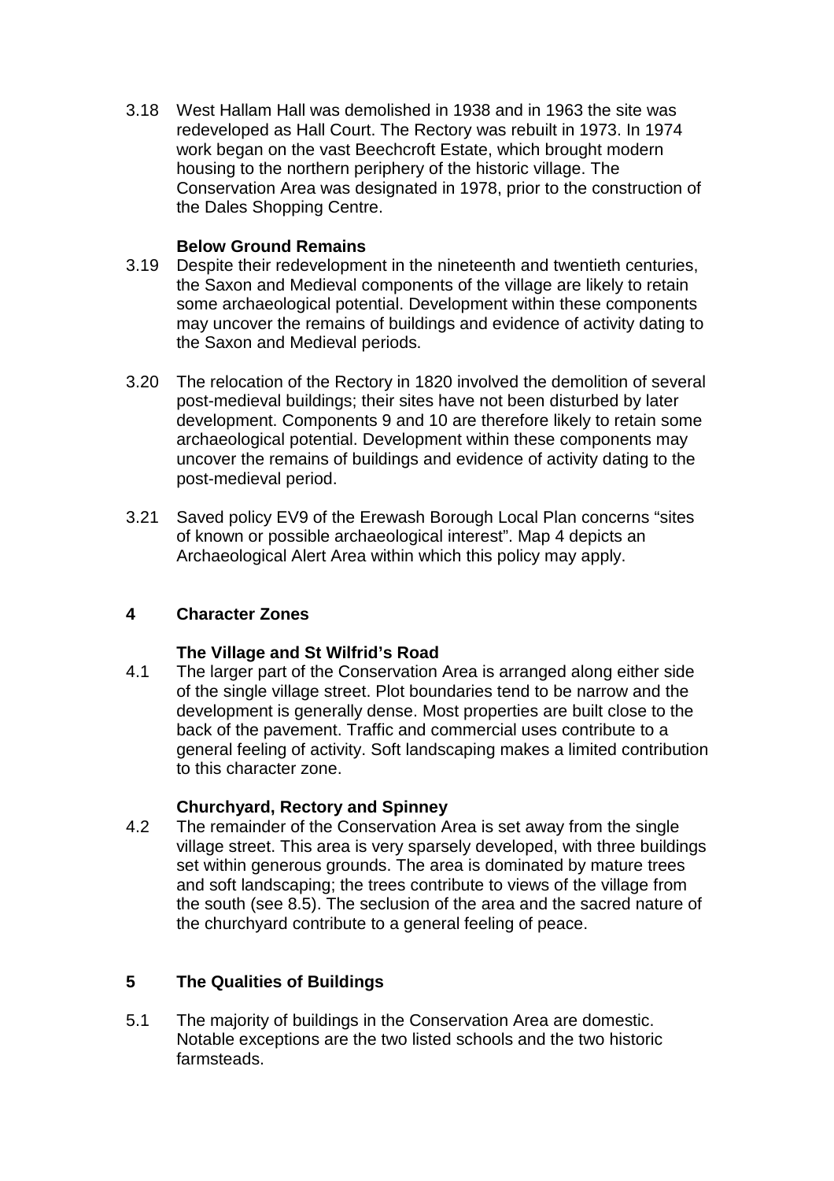3.18 West Hallam Hall was demolished in 1938 and in 1963 the site was redeveloped as Hall Court. The Rectory was rebuilt in 1973. In 1974 work began on the vast Beechcroft Estate, which brought modern housing to the northern periphery of the historic village. The Conservation Area was designated in 1978, prior to the construction of the Dales Shopping Centre.

### Below Ground Remains

3.19 Despite their redevelopment in the nineteenth and twentieth centuries, the Saxon and Medieval components of the village are likely to retain some archaeological potential. Development within these components may uncover the remains of buildings and evidence of activity dating to the Saxon and Medieval periods.

3.20 The relocation of the Rectory in 1820 involved the demolition of several post-medieval buildings; their sites have not been disturbed by later development. Components 9 and 10 are therefore likely to retain some archaeological potential. Development within these components may uncover the remains of buildings and evidence of activity dating to the post-medieval period.

3.21 Saved policy EV9 of the Erewash Borough Local Plan concerns "sites of known or possible archaeological interest". Map 4 depicts an Archaeological Alert Area within which this policy may apply.

## 4 Character Zones

### The Village and St Wilfrid's Road

4.1 The larger part of the Conservation Area is arranged along either side of the single village street. Plot boundaries tend to be narrow and the development is generally dense. Most properties are built close to the back of the pavement. Traffic and commercial uses contribute to a general feeling of activity. Soft landscaping makes a limited contribution to this character zone.

### Churchyard, Rectory and Spinney

4.2 The remainder of the Conservation Area is set away from the single village street. This area is very sparsely developed, with three buildings set within generous grounds. The area is dominated by mature trees and soft landscaping; the trees contribute to views of the village from the south (see 8.5). The seclusion of the area and the sacred nature of the churchyard contribute to a general feeling of peace.

## 5 The Qualities of Buildings

5.1 The majority of buildings in the Conservation Area are domestic. Notable exceptions are the two listed schools and the two historic farmsteads.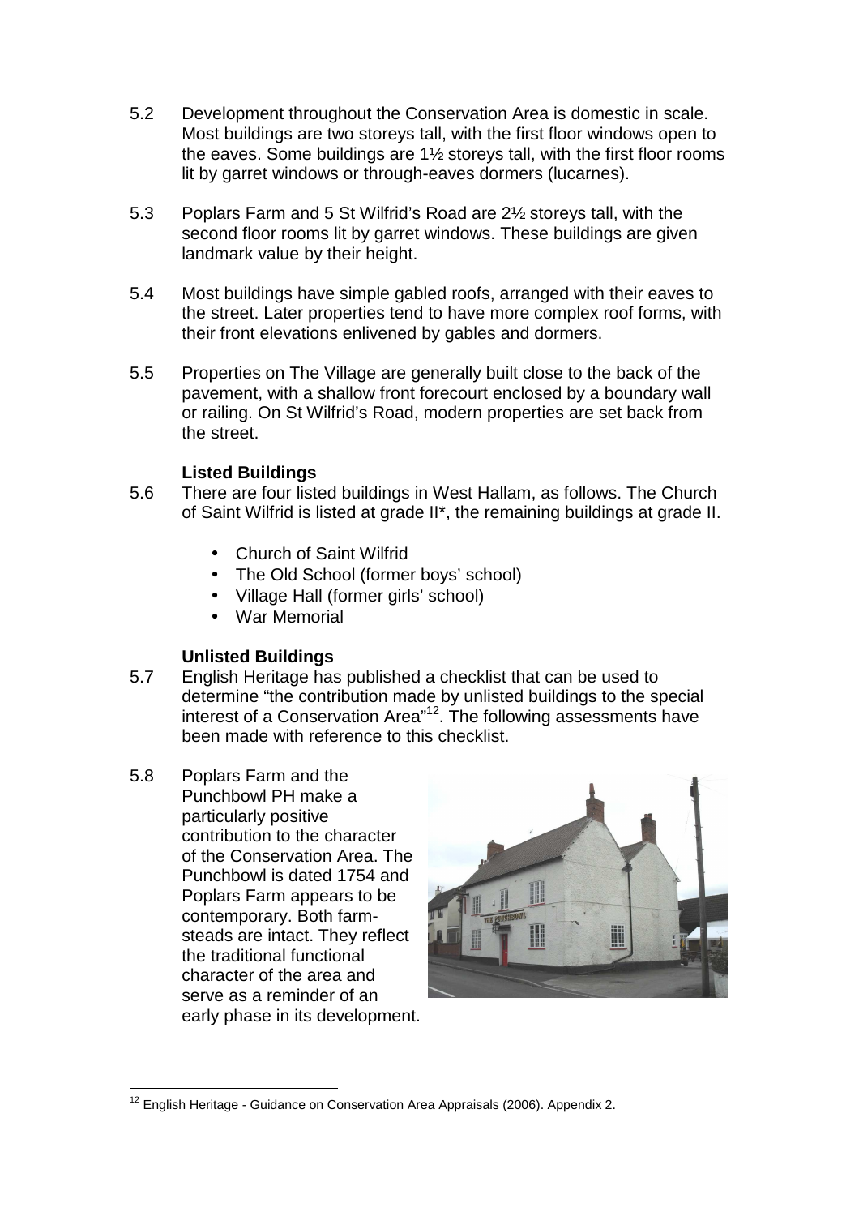5.2 Development throughout the Conservation Area is domestic in scale. Most buildings are two storeys tall, with the first floor windows open to the eaves. Some buildings are 1½ storeys tall, with the first floor rooms lit by garret windows or through-eaves dormers (lucarnes).

5.3 Poplars Farm and 5 St Wilfrid's Road are 2½ storeys tall, with the second floor rooms lit by garret windows. These buildings are given landmark value by their height.

5.4 Most buildings have simple gabled roofs, arranged with their eaves to the street. Later properties tend to have more complex roof forms, with their front elevations enlivened by gables and dormers.

5.5 Properties on The Village are generally built close to the back of the pavement, with a shallow front forecourt enclosed by a boundary wall or railing. On St Wilfrid's Road, modern properties are set back from the street.

### Listed Buildings

5.6 There are four listed buildings in West Hallam, as follows. The Church of Saint Wilfrid is listed at grade II*, the remaining buildings at grade II.

- Church of Saint Wilfrid
- The Old School (former boys' school)
- Village Hall (former girls' school)
- War Memorial

### Unlisted Buildings

5.7 English Heritage has published a checklist that can be used to determine "the contribution made by unlisted buildings to the special interest of a Conservation Area"[12]. The following assessments have been made with reference to this checklist.

5.8 Poplars Farm and the Punchbowl PH make a particularly positive contribution to the character of the Conservation Area. The Punchbowl is dated 1754 and Poplars Farm appears to be contemporary. Both farm-steads are intact. They reflect the traditional functional character of the area and serve as a reminder of an early phase in its development.

---

[12] English Heritage - Guidance on Conservation Area Appraisals (2006). Appendix 2.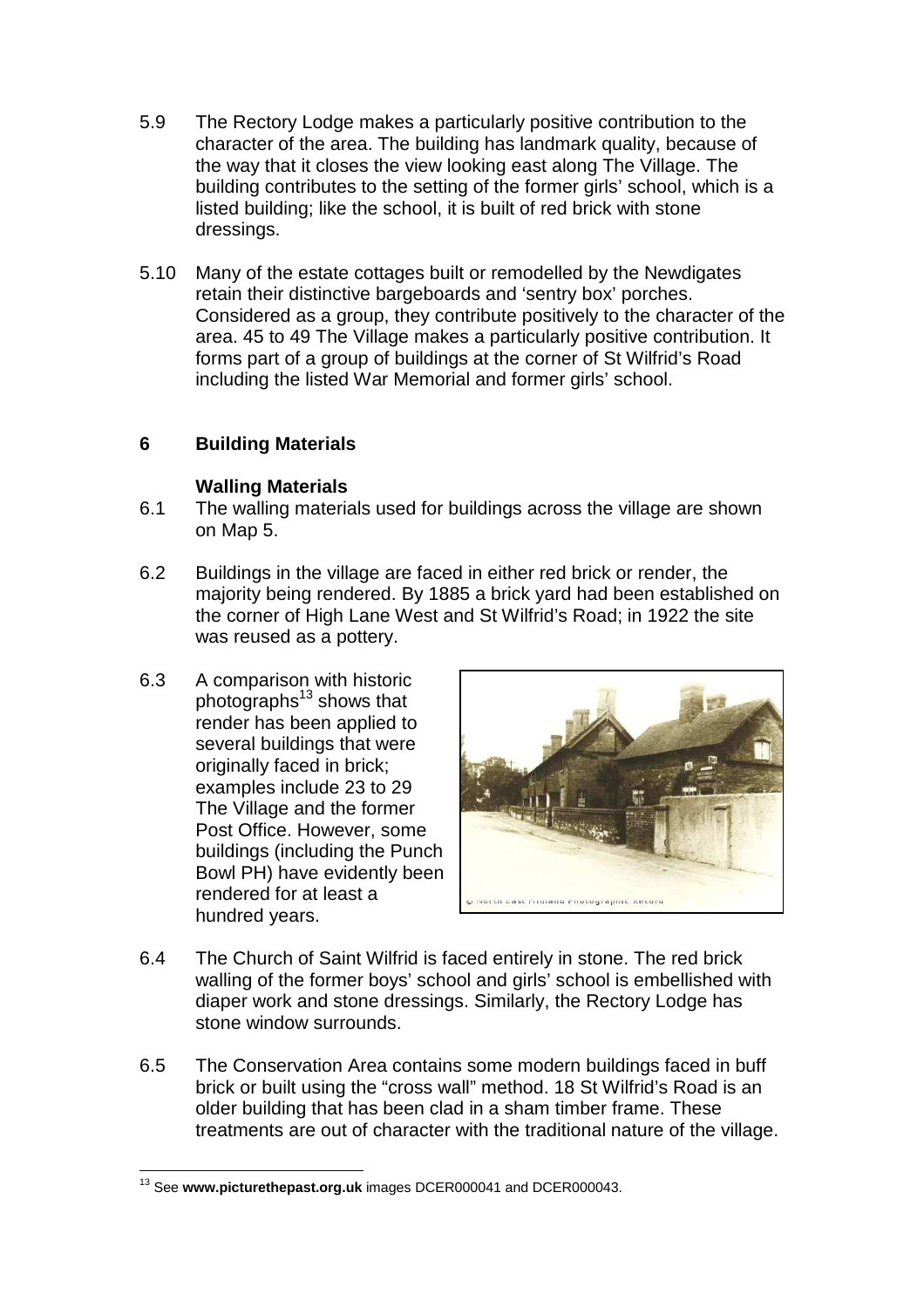5.9 The Rectory Lodge makes a particularly positive contribution to the character of the area. The building has landmark quality, because of the way that it closes the view looking east along The Village. The building contributes to the setting of the former girls' school, which is a listed building; like the school, it is built of red brick with stone dressings.

5.10 Many of the estate cottages built or remodelled by the Newdigates retain their distinctive bargeboards and 'sentry box' porches. Considered as a group, they contribute positively to the character of the area. 45 to 49 The Village makes a particularly positive contribution. It forms part of a group of buildings at the corner of St Wilfrid's Road including the listed War Memorial and former girls' school.

## 6 Building Materials

### Walling Materials

6.1 The walling materials used for buildings across the village are shown on Map 5.

6.2 Buildings in the village are faced in either red brick or render, the majority being rendered. By 1885 a brick yard had been established on the corner of High Lane West and St Wilfrid's Road; in 1922 the site was reused as a pottery.

6.3 A comparison with historic photographs[13] shows that render has been applied to several buildings that were originally faced in brick; examples include 23 to 29 The Village and the former Post Office. However, some buildings (including the Punch Bowl PH) have evidently been rendered for at least a hundred years.

© North East Midland Photographic Record

6.4 The Church of Saint Wilfrid is faced entirely in stone. The red brick walling of the former boys' school and girls' school is embellished with diaper work and stone dressings. Similarly, the Rectory Lodge has stone window surrounds.

6.5 The Conservation Area contains some modern buildings faced in buff brick or built using the "cross wall" method. 18 St Wilfrid's Road is an older building that has been clad in a sham timber frame. These treatments are out of character with the traditional nature of the village.

[13] See **www.picturethepast.org.uk** images DCER000041 and DCER000043.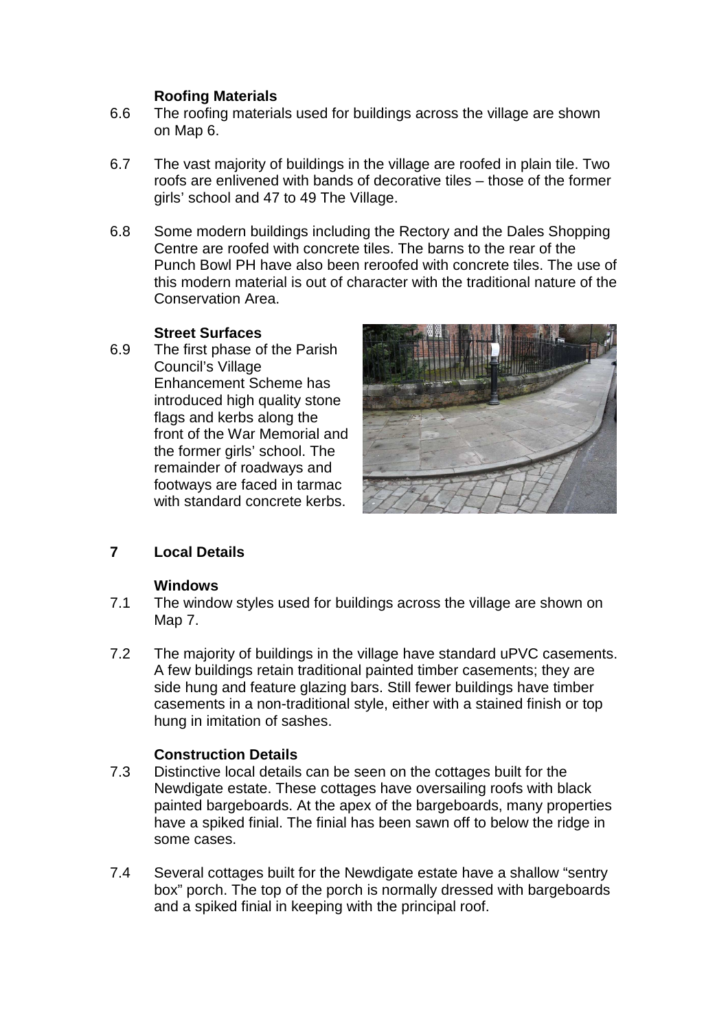### Roofing Materials

6.6 The roofing materials used for buildings across the village are shown on Map 6.

6.7 The vast majority of buildings in the village are roofed in plain tile. Two roofs are enlivened with bands of decorative tiles – those of the former girls' school and 47 to 49 The Village.

6.8 Some modern buildings including the Rectory and the Dales Shopping Centre are roofed with concrete tiles. The barns to the rear of the Punch Bowl PH have also been reroofed with concrete tiles. The use of this modern material is out of character with the traditional nature of the Conservation Area.

### Street Surfaces

6.9 The first phase of the Parish Council's Village Enhancement Scheme has introduced high quality stone flags and kerbs along the front of the War Memorial and the former girls' school. The remainder of roadways and footways are faced in tarmac with standard concrete kerbs.

## 7 Local Details

### Windows

7.1 The window styles used for buildings across the village are shown on Map 7.

7.2 The majority of buildings in the village have standard uPVC casements. A few buildings retain traditional painted timber casements; they are side hung and feature glazing bars. Still fewer buildings have timber casements in a non-traditional style, either with a stained finish or top hung in imitation of sashes.

### Construction Details

7.3 Distinctive local details can be seen on the cottages built for the Newdigate estate. These cottages have oversailing roofs with black painted bargeboards. At the apex of the bargeboards, many properties have a spiked finial. The finial has been sawn off to below the ridge in some cases.

7.4 Several cottages built for the Newdigate estate have a shallow "sentry box" porch. The top of the porch is normally dressed with bargeboards and a spiked finial in keeping with the principal roof.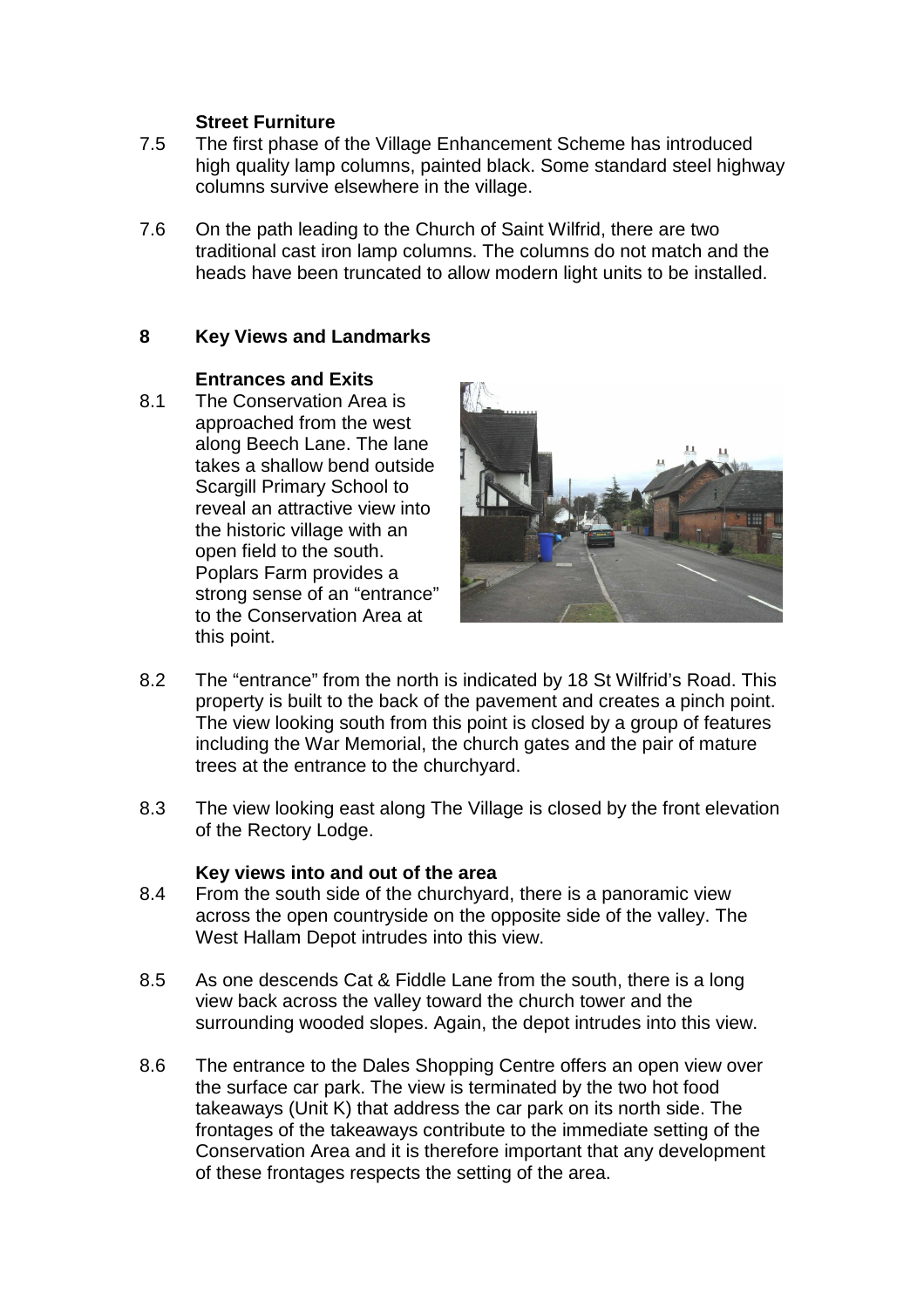### Street Furniture

7.5 The first phase of the Village Enhancement Scheme has introduced high quality lamp columns, painted black. Some standard steel highway columns survive elsewhere in the village.

7.6 On the path leading to the Church of Saint Wilfrid, there are two traditional cast iron lamp columns. The columns do not match and the heads have been truncated to allow modern light units to be installed.

## 8 Key Views and Landmarks

### Entrances and Exits

8.1 The Conservation Area is approached from the west along Beech Lane. The lane takes a shallow bend outside Scargill Primary School to reveal an attractive view into the historic village with an open field to the south. Poplars Farm provides a strong sense of an "entrance" to the Conservation Area at this point.

8.2 The "entrance" from the north is indicated by 18 St Wilfrid's Road. This property is built to the back of the pavement and creates a pinch point. The view looking south from this point is closed by a group of features including the War Memorial, the church gates and the pair of mature trees at the entrance to the churchyard.

8.3 The view looking east along The Village is closed by the front elevation of the Rectory Lodge.

### Key views into and out of the area

8.4 From the south side of the churchyard, there is a panoramic view across the open countryside on the opposite side of the valley. The West Hallam Depot intrudes into this view.

8.5 As one descends Cat & Fiddle Lane from the south, there is a long view back across the valley toward the church tower and the surrounding wooded slopes. Again, the depot intrudes into this view.

8.6 The entrance to the Dales Shopping Centre offers an open view over the surface car park. The view is terminated by the two hot food takeaways (Unit K) that address the car park on its north side. The frontages of the takeaways contribute to the immediate setting of the Conservation Area and it is therefore important that any development of these frontages respects the setting of the area.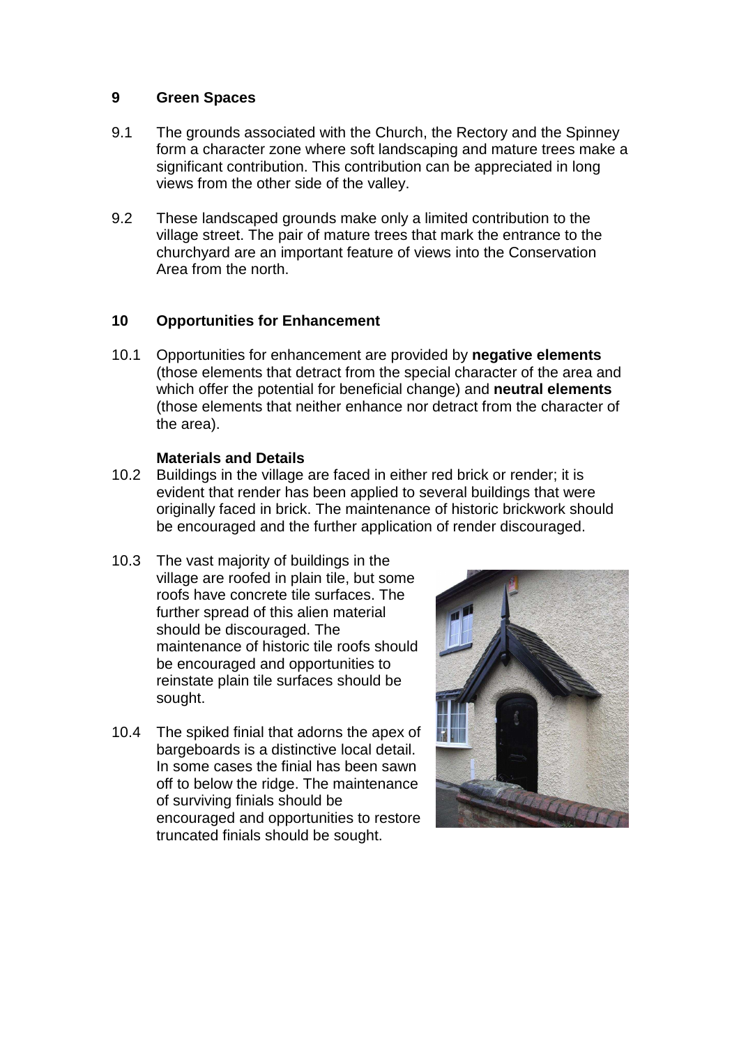## 9 Green Spaces

9.1 The grounds associated with the Church, the Rectory and the Spinney form a character zone where soft landscaping and mature trees make a significant contribution. This contribution can be appreciated in long views from the other side of the valley.

9.2 These landscaped grounds make only a limited contribution to the village street. The pair of mature trees that mark the entrance to the churchyard are an important feature of views into the Conservation Area from the north.

## 10 Opportunities for Enhancement

10.1 Opportunities for enhancement are provided by **negative elements** (those elements that detract from the special character of the area and which offer the potential for beneficial change) and **neutral elements** (those elements that neither enhance nor detract from the character of the area).

### Materials and Details

10.2 Buildings in the village are faced in either red brick or render; it is evident that render has been applied to several buildings that were originally faced in brick. The maintenance of historic brickwork should be encouraged and the further application of render discouraged.

10.3 The vast majority of buildings in the village are roofed in plain tile, but some roofs have concrete tile surfaces. The further spread of this alien material should be discouraged. The maintenance of historic tile roofs should be encouraged and opportunities to reinstate plain tile surfaces should be sought.

10.4 The spiked finial that adorns the apex of bargeboards is a distinctive local detail. In some cases the finial has been sawn off to below the ridge. The maintenance of surviving finials should be encouraged and opportunities to restore truncated finials should be sought.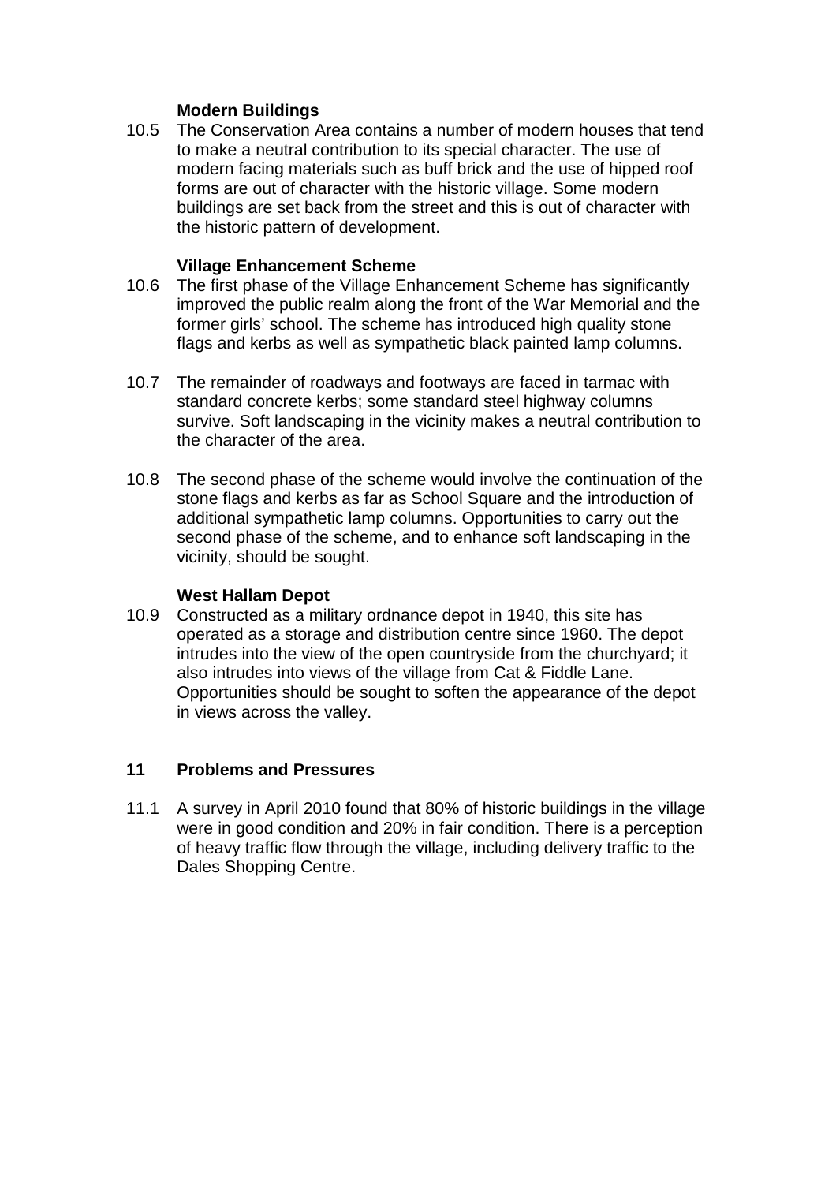### Modern Buildings

10.5 The Conservation Area contains a number of modern houses that tend to make a neutral contribution to its special character. The use of modern facing materials such as buff brick and the use of hipped roof forms are out of character with the historic village. Some modern buildings are set back from the street and this is out of character with the historic pattern of development.

### Village Enhancement Scheme

10.6 The first phase of the Village Enhancement Scheme has significantly improved the public realm along the front of the War Memorial and the former girls' school. The scheme has introduced high quality stone flags and kerbs as well as sympathetic black painted lamp columns.

10.7 The remainder of roadways and footways are faced in tarmac with standard concrete kerbs; some standard steel highway columns survive. Soft landscaping in the vicinity makes a neutral contribution to the character of the area.

10.8 The second phase of the scheme would involve the continuation of the stone flags and kerbs as far as School Square and the introduction of additional sympathetic lamp columns. Opportunities to carry out the second phase of the scheme, and to enhance soft landscaping in the vicinity, should be sought.

### West Hallam Depot

10.9 Constructed as a military ordnance depot in 1940, this site has operated as a storage and distribution centre since 1960. The depot intrudes into the view of the open countryside from the churchyard; it also intrudes into views of the village from Cat & Fiddle Lane. Opportunities should be sought to soften the appearance of the depot in views across the valley.

## 11 Problems and Pressures

11.1 A survey in April 2010 found that 80% of historic buildings in the village were in good condition and 20% in fair condition. There is a perception of heavy traffic flow through the village, including delivery traffic to the Dales Shopping Centre.